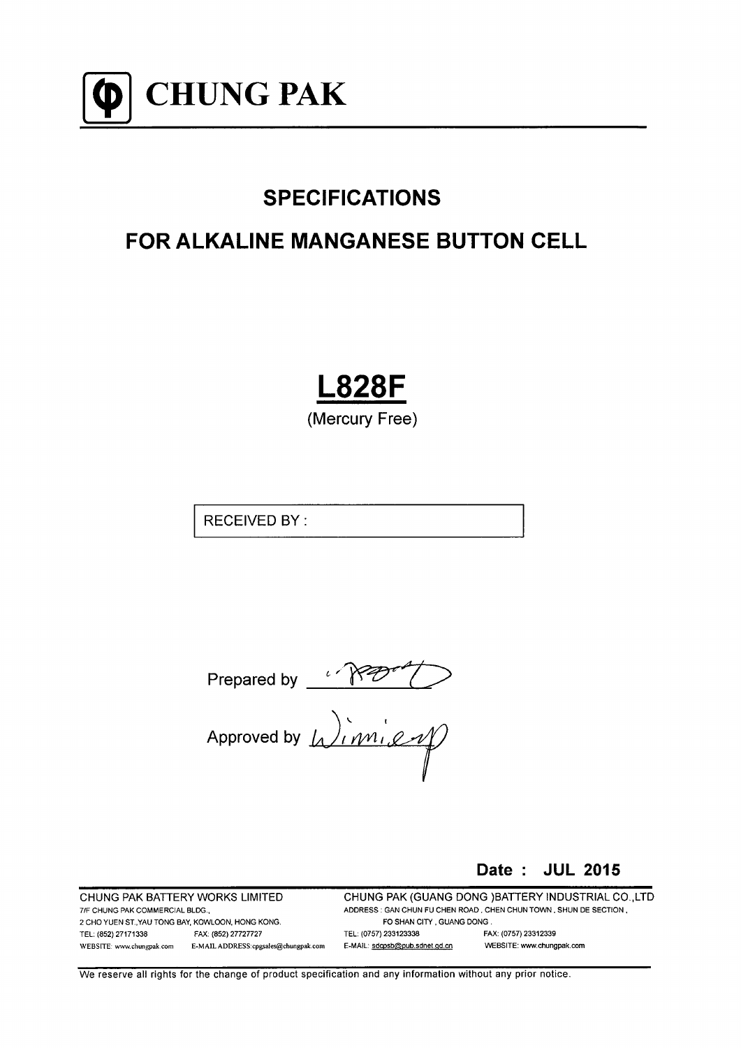# CHUNG PAK

## SPECIFICATIONS

## FOR ALKALINE MANGANESE BUTTON CELL

# L828F

(Mercury Free)

RECEIVED BY :

Prepared by

Approved by

**Date : JUL 2015**

| CHUNG PAK BATTERY WORKS LIMITED | | CHUNG PAK (GUANG DONG )BATTERY INDUSTRIAL CO.,LTD | |
|---|---|---|---|
| 7/F CHUNG PAK COMMERCIAL BLDG., | | ADDRESS : GAN CHUN FU CHEN ROAD , CHEN CHUN TOWN , SHUN DE SECTION , | |
| 2 CHO YUEN ST.,YAU TONG BAY, KOWLOON, HONG KONG. | | FO SHAN CITY , GUANG DONG . | |
| TEL: (852) 27171338 | FAX: (852) 27727727 | TEL: (0757) 233123338 | FAX: (0757) 23312339 |
| WEBSITE: www.chungpak.com | E-MAIL ADDRESS:cpgsales@chungpak.com | E-MAIL: sdcpsb@pub.sdnet.gd.cn | WEBSITE: www.chungpak.com |

We reserve all rights for the change of product specification and any information without any prior notice.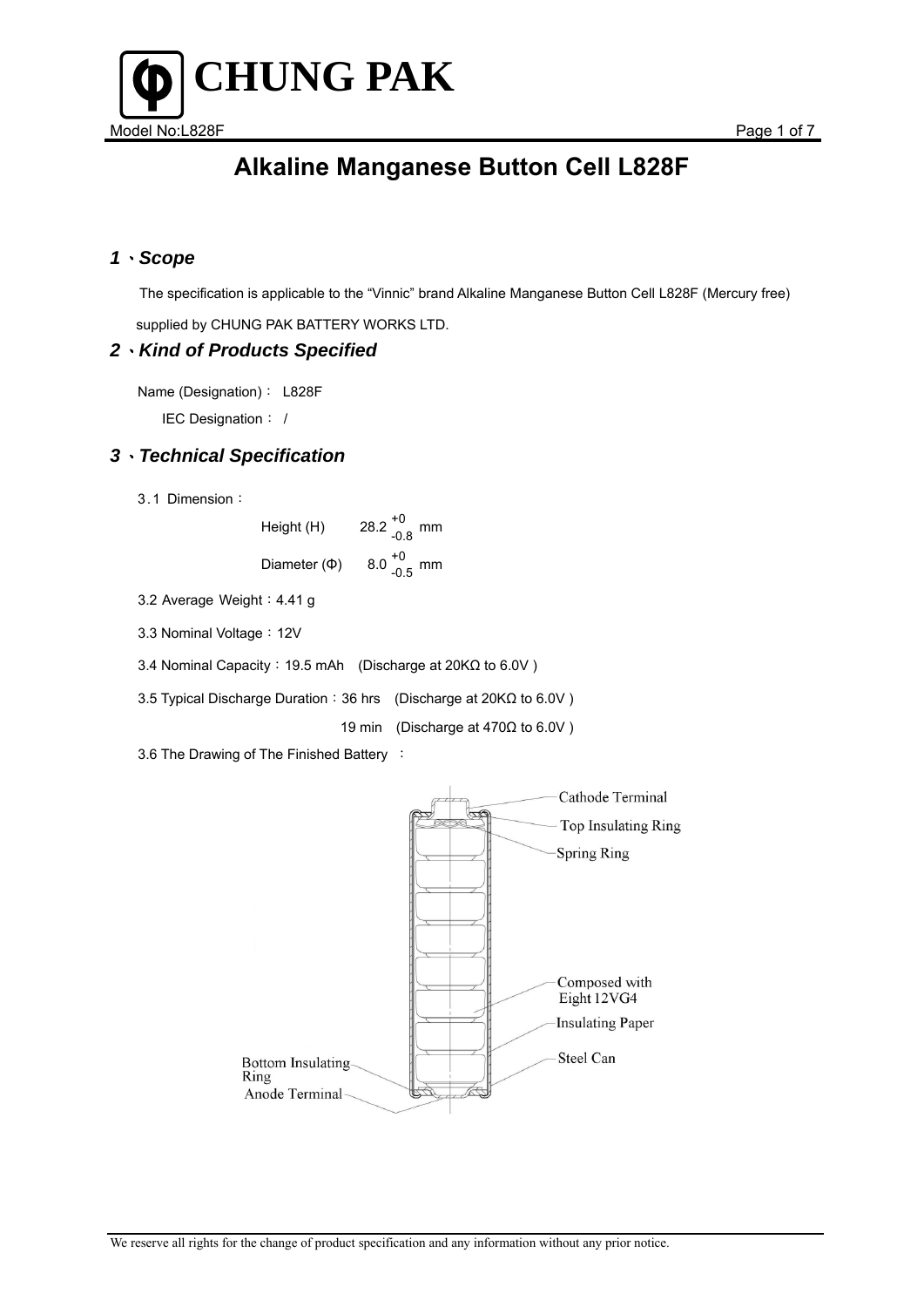# CHUNG PAK

## Alkaline Manganese Button Cell L828F

### 1、*Scope*

The specification is applicable to the "Vinnic" brand Alkaline Manganese Button Cell L828F (Mercury free) supplied by CHUNG PAK BATTERY WORKS LTD.

### 2、*Kind of Products Specified*

Name (Designation)： L828F

IEC Designation： /

### 3、*Technical Specification*

3.1 Dimension：

Height (H) $28.2^{+0}_{-0.8}$ mm

Diameter (Φ) $8.0^{+0}_{-0.5}$ mm

3.2 Average Weight：4.41 g

3.3 Nominal Voltage：12V

3.4 Nominal Capacity：19.5 mAh (Discharge at 20KΩ to 6.0V )

3.5 Typical Discharge Duration：36 hrs (Discharge at 20KΩ to 6.0V )

19 min (Discharge at 470Ω to 6.0V )

3.6 The Drawing of The Finished Battery ：

Cathode Terminal
Top Insulating Ring
Spring Ring
Composed with Eight 12VG4
Insulating Paper
Steel Can
Bottom Insulating Ring
Anode Terminal

We reserve all rights for the change of product specification and any information without any prior notice.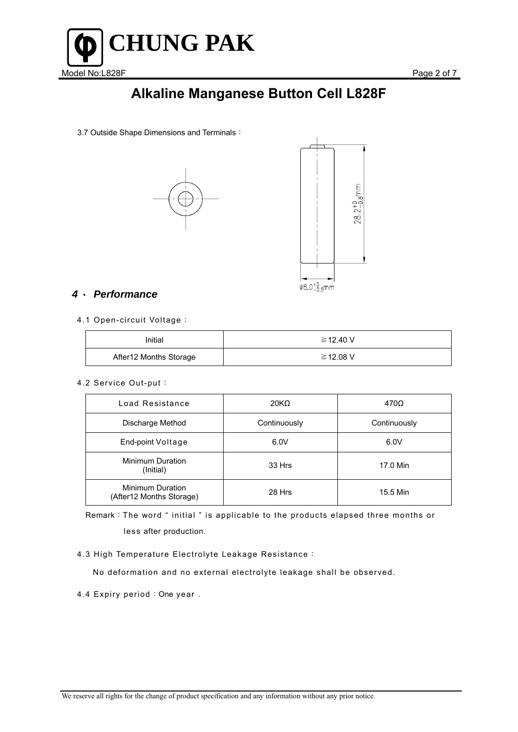# Alkaline Manganese Button Cell L828F

3.7 Outside Shape Dimensions and Terminals：

$28.2^{+0}_{-0.8}$mm

$\phi 8.0^{+0}_{-0.5}$mm

## *4、 Performance*

4.1 Open-circuit Voltage：

| Initial | ≧12.40 V |
|---|---|
| After12 Months Storage | ≧12.08 V |

4.2 Service Out-put：

| Load Resistance | 20KΩ | 470Ω |
|---|---|---|
| Discharge Method | Continuously | Continuously |
| End-point Voltage | 6.0V | 6.0V |
| Minimum Duration (Initial) | 33 Hrs | 17.0 Min |
| Minimum Duration (After12 Months Storage) | 28 Hrs | 15.5 Min |

Remark：The word " initial " is applicable to the products elapsed three months or less after production.

4.3 High Temperature Electrolyte Leakage Resistance：

No deformation and no external electrolyte leakage shall be observed.

4.4 Expiry period：One year .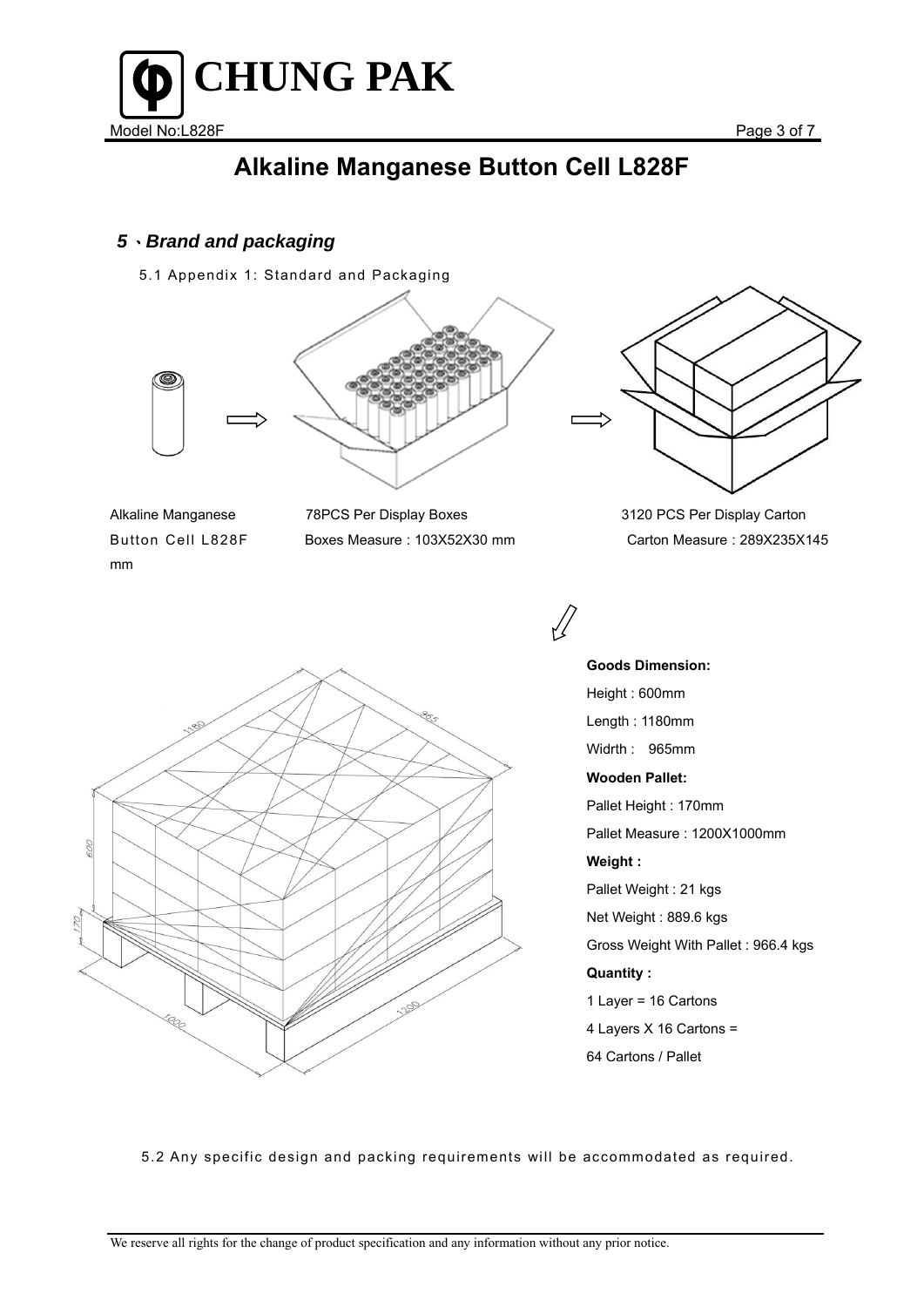# Alkaline Manganese Button Cell L828F

## 5、Brand and packaging

5.1 Appendix 1: Standard and Packaging

Alkaline Manganese Button Cell L828F

78PCS Per Display Boxes
Boxes Measure : 103X52X30 mm

3120 PCS Per Display Carton
Carton Measure : 289X235X145 mm

**Goods Dimension:**

Height : 600mm

Length : 1180mm

Widrth : 965mm

**Wooden Pallet:**

Pallet Height : 170mm

Pallet Measure : 1200X1000mm

**Weight :**

Pallet Weight : 21 kgs

Net Weight : 889.6 kgs

Gross Weight With Pallet : 966.4 kgs

**Quantity :**

1 Layer = 16 Cartons

4 Layers X 16 Cartons =

64 Cartons / Pallet

5.2 Any specific design and packing requirements will be accommodated as required.

We reserve all rights for the change of product specification and any information without any prior notice.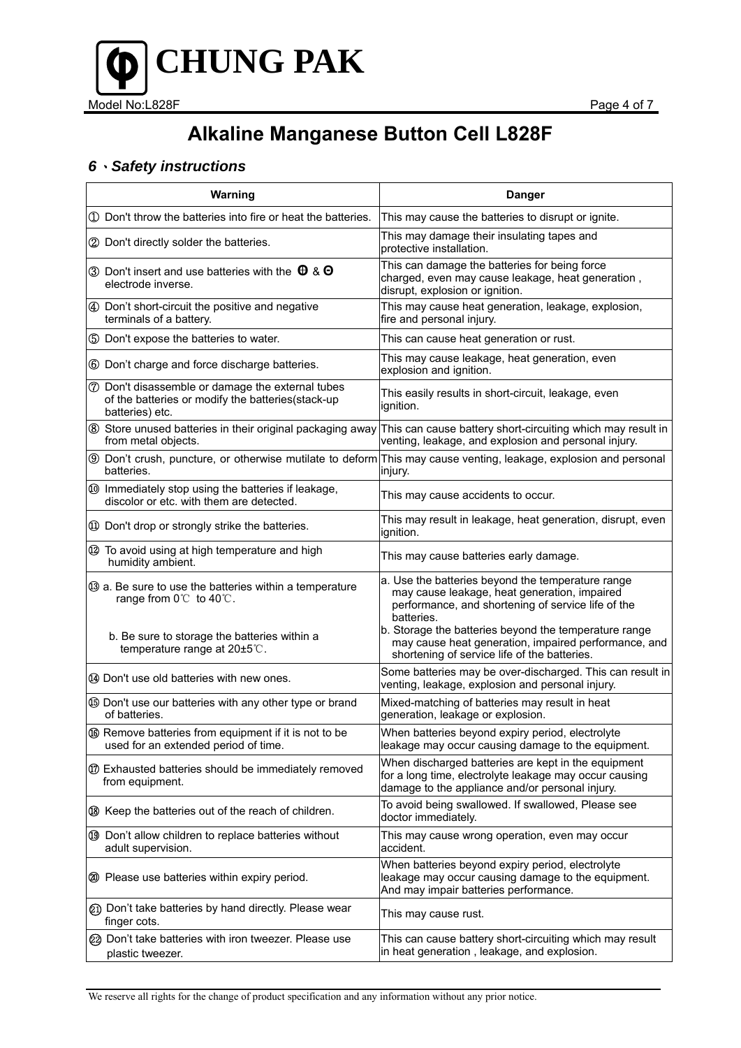# Alkaline Manganese Button Cell L828F

## 6、Safety instructions

| Warning | Danger |
|---|---|
| ① Don't throw the batteries into fire or heat the batteries. | This may cause the batteries to disrupt or ignite. |
| ② Don't directly solder the batteries. | This may damage their insulating tapes and protective installation. |
| ③ Don't insert and use batteries with the ⊕ & ⊖ electrode inverse. | This can damage the batteries for being force charged, even may cause leakage, heat generation , disrupt, explosion or ignition. |
| ④ Don't short-circuit the positive and negative terminals of a battery. | This may cause heat generation, leakage, explosion, fire and personal injury. |
| ⑤ Don't expose the batteries to water. | This can cause heat generation or rust. |
| ⑥ Don't charge and force discharge batteries. | This may cause leakage, heat generation, even explosion and ignition. |
| ⑦ Don't disassemble or damage the external tubes of the batteries or modify the batteries(stack-up batteries) etc. | This easily results in short-circuit, leakage, even ignition. |
| ⑧ Store unused batteries in their original packaging away from metal objects. | This can cause battery short-circuiting which may result in venting, leakage, and explosion and personal injury. |
| ⑨ Don't crush, puncture, or otherwise mutilate to deform batteries. | This may cause venting, leakage, explosion and personal injury. |
| ⑩ Immediately stop using the batteries if leakage, discolor or etc. with them are detected. | This may cause accidents to occur. |
| ⑪ Don't drop or strongly strike the batteries. | This may result in leakage, heat generation, disrupt, even ignition. |
| ⑫ To avoid using at high temperature and high humidity ambient. | This may cause batteries early damage. |
| ⑬ a. Be sure to use the batteries within a temperature range from 0℃ to 40℃.<br><br>b. Be sure to storage the batteries within a temperature range at 20±5℃. | a. Use the batteries beyond the temperature range may cause leakage, heat generation, impaired performance, and shortening of service life of the batteries.<br>b. Storage the batteries beyond the temperature range may cause heat generation, impaired performance, and shortening of service life of the batteries. |
| ⑭ Don't use old batteries with new ones. | Some batteries may be over-discharged. This can result in venting, leakage, explosion and personal injury. |
| ⑮ Don't use our batteries with any other type or brand of batteries. | Mixed-matching of batteries may result in heat generation, leakage or explosion. |
| ⑯ Remove batteries from equipment if it is not to be used for an extended period of time. | When batteries beyond expiry period, electrolyte leakage may occur causing damage to the equipment. |
| ⑰ Exhausted batteries should be immediately removed from equipment. | When discharged batteries are kept in the equipment for a long time, electrolyte leakage may occur causing damage to the appliance and/or personal injury. |
| ⑱ Keep the batteries out of the reach of children. | To avoid being swallowed. If swallowed, Please see doctor immediately. |
| ⑲ Don't allow children to replace batteries without adult supervision. | This may cause wrong operation, even may occur accident. |
| ⑳ Please use batteries within expiry period. | When batteries beyond expiry period, electrolyte leakage may occur causing damage to the equipment. And may impair batteries performance. |
| ㉑ Don't take batteries by hand directly. Please wear finger cots. | This may cause rust. |
| ㉒ Don't take batteries with iron tweezer. Please use plastic tweezer. | This can cause battery short-circuiting which may result in heat generation , leakage, and explosion. |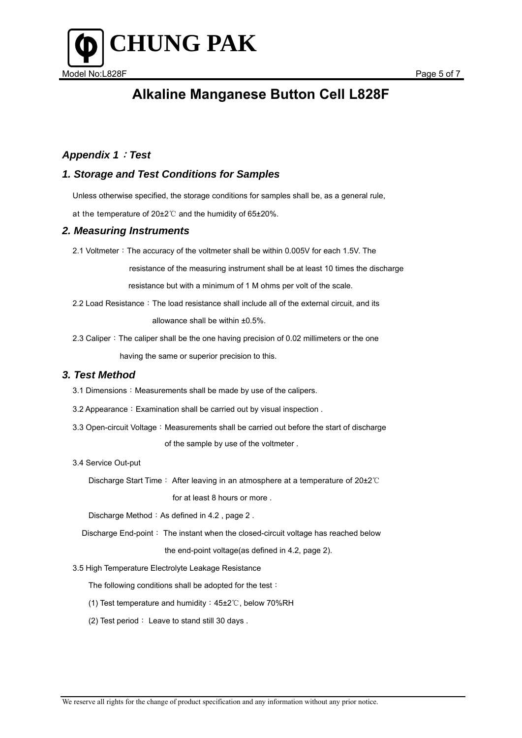# Alkaline Manganese Button Cell L828F

## *Appendix 1：Test*

### *1. Storage and Test Conditions for Samples*

Unless otherwise specified, the storage conditions for samples shall be, as a general rule, at the temperature of 20±2℃ and the humidity of 65±20%.

### *2. Measuring Instruments*

2.1 Voltmeter：The accuracy of the voltmeter shall be within 0.005V for each 1.5V. The resistance of the measuring instrument shall be at least 10 times the discharge resistance but with a minimum of 1 M ohms per volt of the scale.

2.2 Load Resistance：The load resistance shall include all of the external circuit, and its allowance shall be within ±0.5%.

2.3 Caliper：The caliper shall be the one having precision of 0.02 millimeters or the one having the same or superior precision to this.

### *3. Test Method*

3.1 Dimensions：Measurements shall be made by use of the calipers.

3.2 Appearance：Examination shall be carried out by visual inspection .

3.3 Open-circuit Voltage：Measurements shall be carried out before the start of discharge of the sample by use of the voltmeter .

3.4 Service Out-put

Discharge Start Time： After leaving in an atmosphere at a temperature of 20±2℃ for at least 8 hours or more .

Discharge Method：As defined in 4.2 , page 2 .

Discharge End-point： The instant when the closed-circuit voltage has reached below the end-point voltage(as defined in 4.2, page 2).

3.5 High Temperature Electrolyte Leakage Resistance

The following conditions shall be adopted for the test：

(1) Test temperature and humidity：45±2℃, below 70%RH

(2) Test period： Leave to stand still 30 days .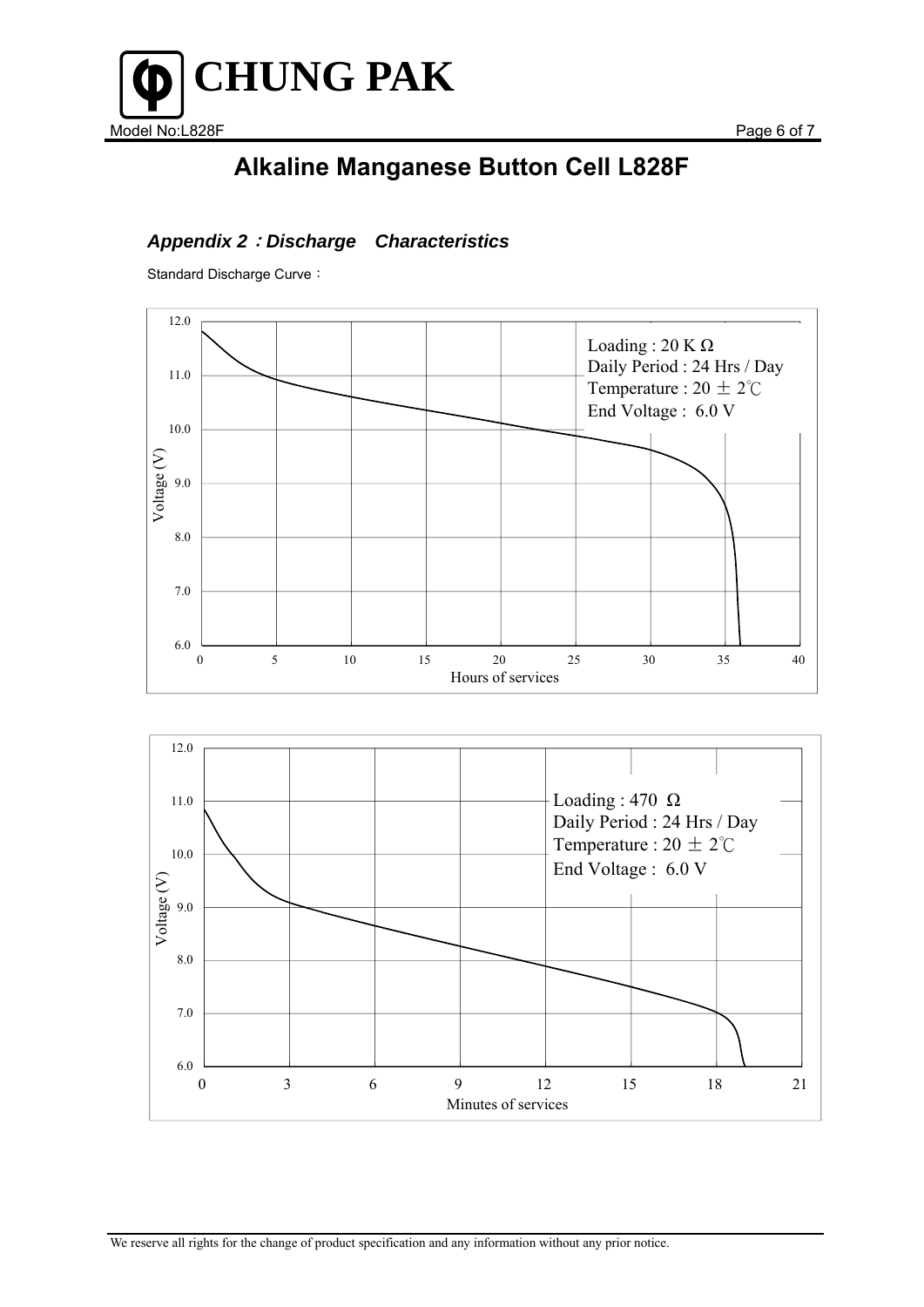# Alkaline Manganese Button Cell L828F

### *Appendix 2：Discharge Characteristics*

Standard Discharge Curve：

Loading : 20 K Ω
Daily Period : 24 Hrs / Day
Temperature : 20 ± 2℃
End Voltage : 6.0 V

Voltage (V)

Hours of services

Loading : 470 Ω
Daily Period : 24 Hrs / Day
Temperature : 20 ± 2℃
End Voltage : 6.0 V

Voltage (V)

Minutes of services

We reserve all rights for the change of product specification and any information without any prior notice.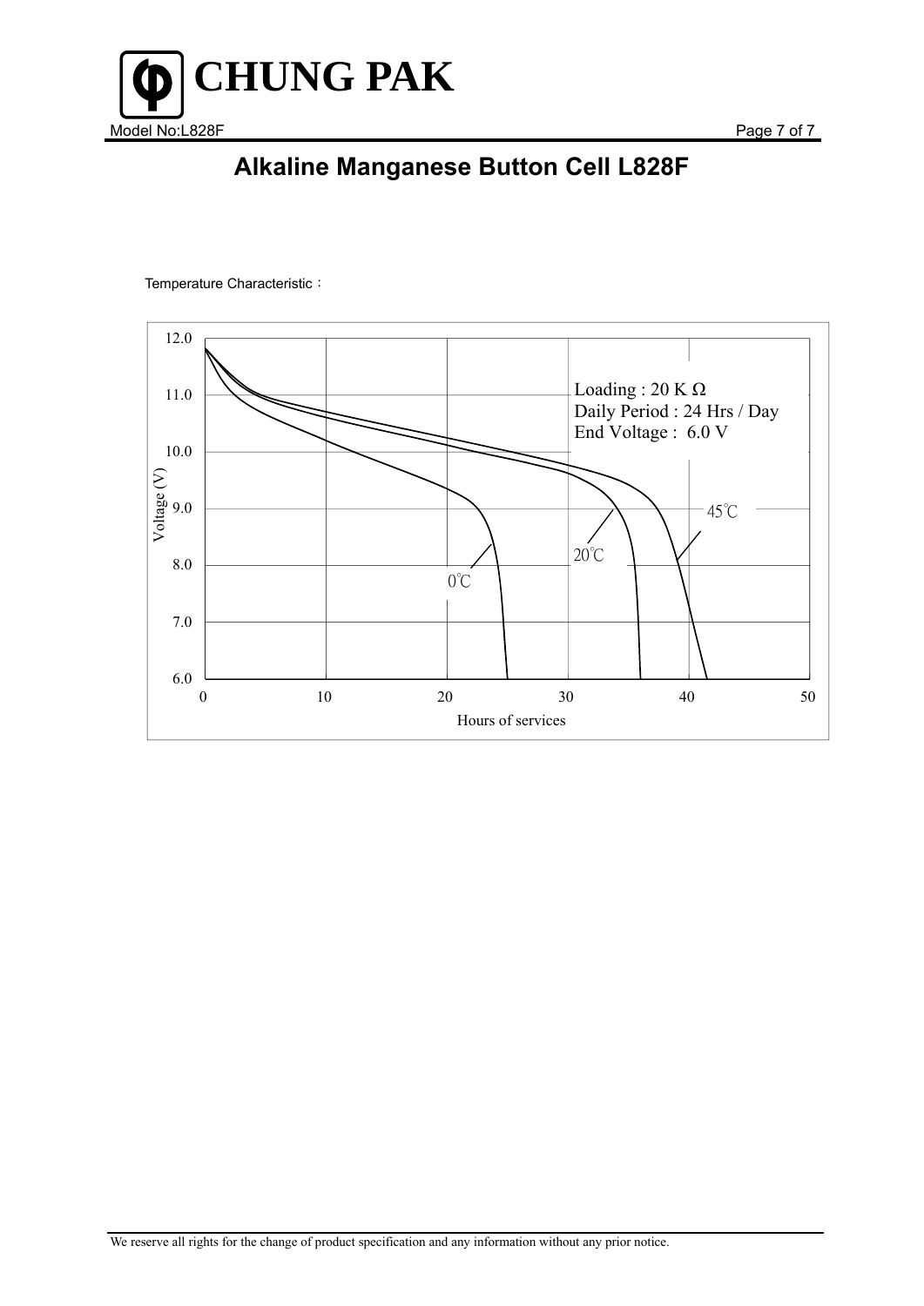# Alkaline Manganese Button Cell L828F

Temperature Characteristic：

Loading : 20 K Ω
Daily Period : 24 Hrs / Day
End Voltage : 6.0 V

Voltage (V)

12.0
11.0
10.0
9.0
8.0
7.0
6.0

0
10
20
30
40
50

Hours of services

0℃
20℃
45℃

We reserve all rights for the change of product specification and any information without any prior notice.